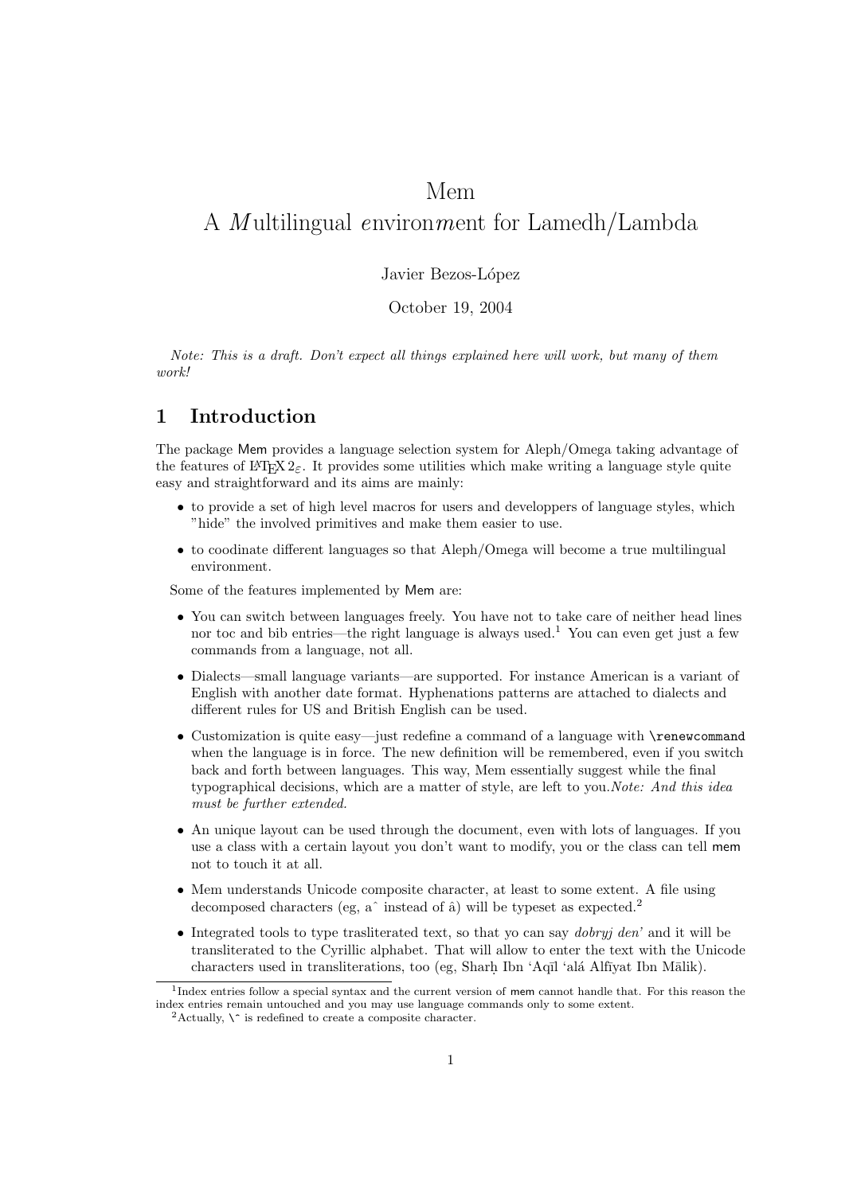# Mem
# A *M*ultilingual *e*nviron*m*ent for Lamedh/Lambda

Javier Bezos-López

October 19, 2004

*Note: This is a draft. Don't expect all things explained here will work, but many of them work!*

## 1 Introduction

The package Mem provides a language selection system for Aleph/Omega taking advantage of the features of LaTeX 2ε. It provides some utilities which make writing a language style quite easy and straightforward and its aims are mainly:

- to provide a set of high level macros for users and developpers of language styles, which "hide" the involved primitives and make them easier to use.
- to coodinate different languages so that Aleph/Omega will become a true multilingual environment.

Some of the features implemented by Mem are:

- You can switch between languages freely. You have not to take care of neither head lines nor toc and bib entries—the right language is always used.[1] You can even get just a few commands from a language, not all.
- Dialects—small language variants—are supported. For instance American is a variant of English with another date format. Hyphenations patterns are attached to dialects and different rules for US and British English can be used.
- Customization is quite easy—just redefine a command of a language with `\renewcommand` when the language is in force. The new definition will be remembered, even if you switch back and forth between languages. This way, Mem essentially suggest while the final typographical decisions, which are a matter of style, are left to you.*Note: And this idea must be further extended.*
- An unique layout can be used through the document, even with lots of languages. If you use a class with a certain layout you don't want to modify, you or the class can tell mem not to touch it at all.
- Mem understands Unicode composite character, at least to some extent. A file using decomposed characters (eg, a ˆ instead of â) will be typeset as expected.[2]
- Integrated tools to type trasliterated text, so that yo can say *dobryj den'* and it will be transliterated to the Cyrillic alphabet. That will allow to enter the text with the Unicode characters used in transliterations, too (eg, Sharḥ Ibn ʻAqīl ʻalá Alfīyat Ibn Mālik).

[1] Index entries follow a special syntax and the current version of mem cannot handle that. For this reason the index entries remain untouched and you may use language commands only to some extent.

[2] Actually, `\^` is redefined to create a composite character.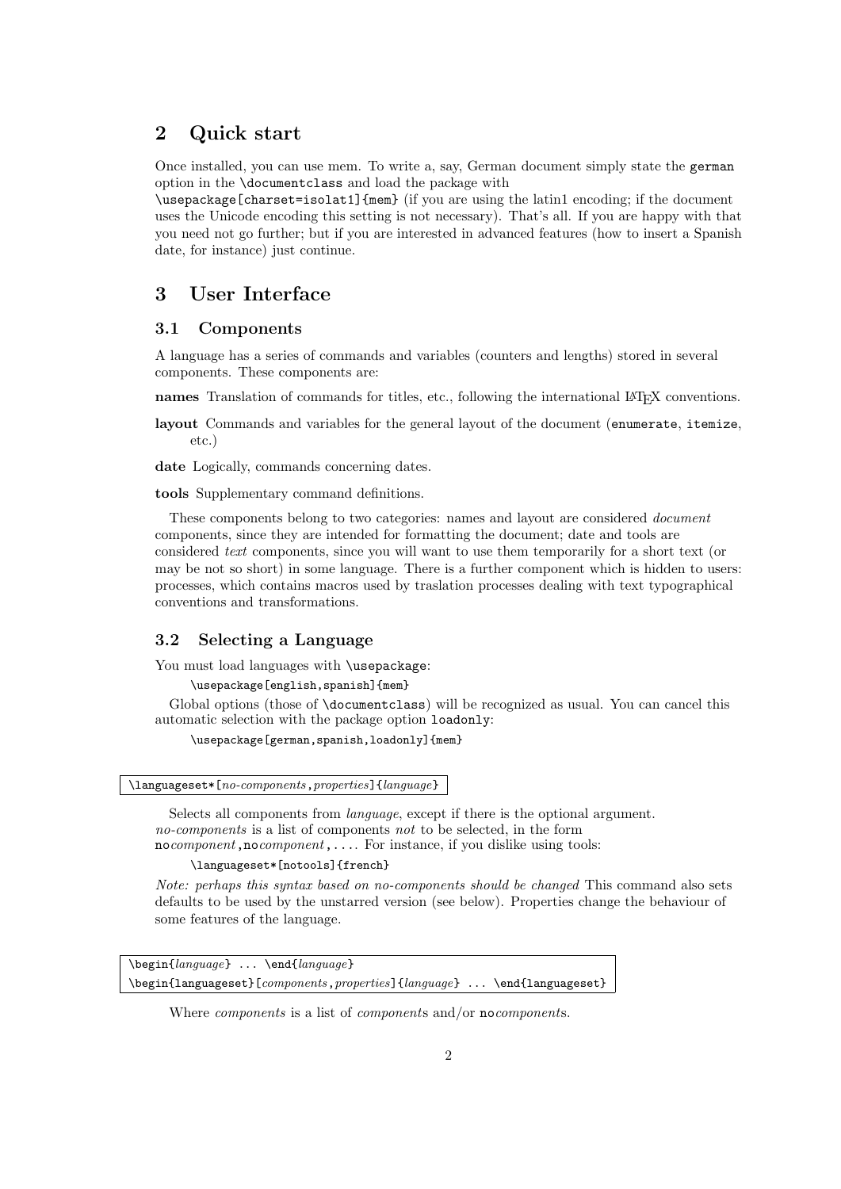## 2 Quick start

Once installed, you can use mem. To write a, say, German document simply state the `german` option in the `\documentclass` and load the package with `\usepackage[charset=isolat1]{mem}` (if you are using the latin1 encoding; if the document uses the Unicode encoding this setting is not necessary). That's all. If you are happy with that you need not go further; but if you are interested in advanced features (how to insert a Spanish date, for instance) just continue.

## 3 User Interface

### 3.1 Components

A language has a series of commands and variables (counters and lengths) stored in several components. These components are:

**names** Translation of commands for titles, etc., following the international LaTeX conventions.

**layout** Commands and variables for the general layout of the document (`enumerate`, `itemize`, etc.)

**date** Logically, commands concerning dates.

**tools** Supplementary command definitions.

These components belong to two categories: names and layout are considered *document* components, since they are intended for formatting the document; date and tools are considered *text* components, since you will want to use them temporarily for a short text (or may be not so short) in some language. There is a further component which is hidden to users: processes, which contains macros used by traslation processes dealing with text typographical conventions and transformations.

### 3.2 Selecting a Language

You must load languages with `\usepackage`:

```
\usepackage[english,spanish]{mem}
```

Global options (those of `\documentclass`) will be recognized as usual. You can cancel this automatic selection with the package option `loadonly`:

```
\usepackage[german,spanish,loadonly]{mem}
```

```
\languageset*[no-components,properties]{language}
```

Selects all components from *language*, except if there is the optional argument. *no-components* is a list of components *not* to be selected, in the form `no`*component*,`no`*component*,.... For instance, if you dislike using tools:

```
\languageset*[notools]{french}
```

*Note: perhaps this syntax based on no-components should be changed* This command also sets defaults to be used by the unstarred version (see below). Properties change the behaviour of some features of the language.

```
\begin{language} ... \end{language}
\begin{languageset}[components,properties]{language} ... \end{languageset}
```

Where *components* is a list of *component*s and/or `no`*component*s.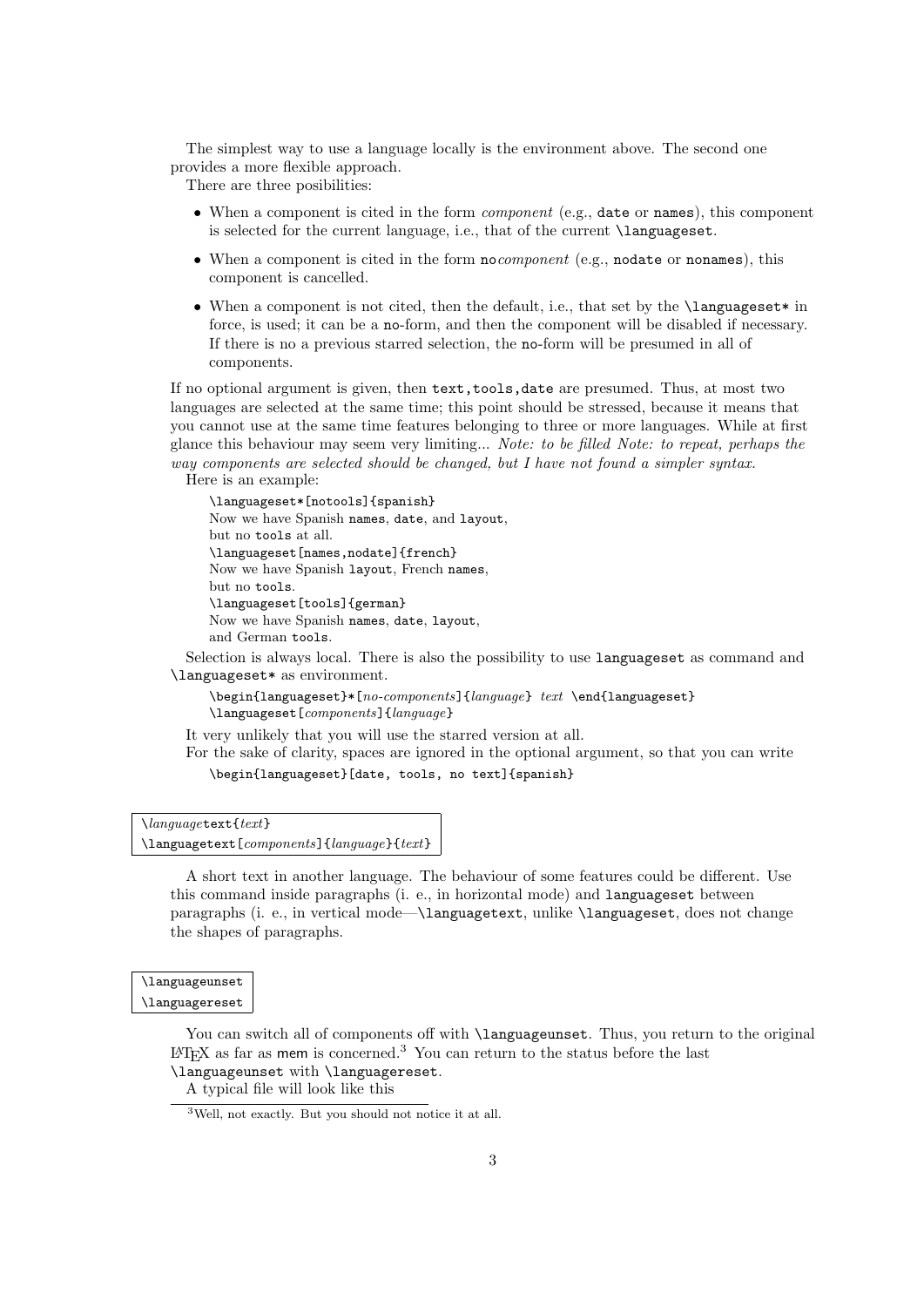The simplest way to use a language locally is the environment above. The second one provides a more flexible approach.

There are three posibilities:

- When a component is cited in the form *component* (e.g., `date` or `names`), this component is selected for the current language, i.e., that of the current `\languageset`.
- When a component is cited in the form `no`*component* (e.g., `nodate` or `nonames`), this component is cancelled.
- When a component is not cited, then the default, i.e., that set by the `\languageset*` in force, is used; it can be a `no`-form, and then the component will be disabled if necessary. If there is no a previous starred selection, the `no`-form will be presumed in all of components.

If no optional argument is given, then `text,tools,date` are presumed. Thus, at most two languages are selected at the same time; this point should be stressed, because it means that you cannot use at the same time features belonging to three or more languages. While at first glance this behaviour may seem very limiting... *Note: to be filled Note: to repeat, perhaps the way components are selected should be changed, but I have not found a simpler syntax.*

Here is an example:

```
\languageset*[notools]{spanish}
Now we have Spanish names, date, and layout,
but no tools at all.
\languageset[names,nodate]{french}
Now we have Spanish layout, French names,
but no tools.
\languageset[tools]{german}
Now we have Spanish names, date, layout,
and German tools.
```

Selection is always local. There is also the possibility to use `languageset` as command and `\languageset*` as environment.

```
\begin{languageset}*[no-components]{language} text \end{languageset}
\languageset[components]{language}
```

It very unlikely that you will use the starred version at all.

For the sake of clarity, spaces are ignored in the optional argument, so that you can write

```
\begin{languageset}[date, tools, no text]{spanish}
```

```
\languagetext{text}
\languagetext[components]{language}{text}
```

A short text in another language. The behaviour of some features could be different. Use this command inside paragraphs (i. e., in horizontal mode) and `languageset` between paragraphs (i. e., in vertical mode—`\languagetext`, unlike `\languageset`, does not change the shapes of paragraphs.

```
\languageunset
\languagereset
```

You can switch all of components off with `\languageunset`. Thus, you return to the original LaTeX as far as `mem` is concerned.[3] You can return to the status before the last `\languageunset` with `\languagereset`.

A typical file will look like this

[3]Well, not exactly. But you should not notice it at all.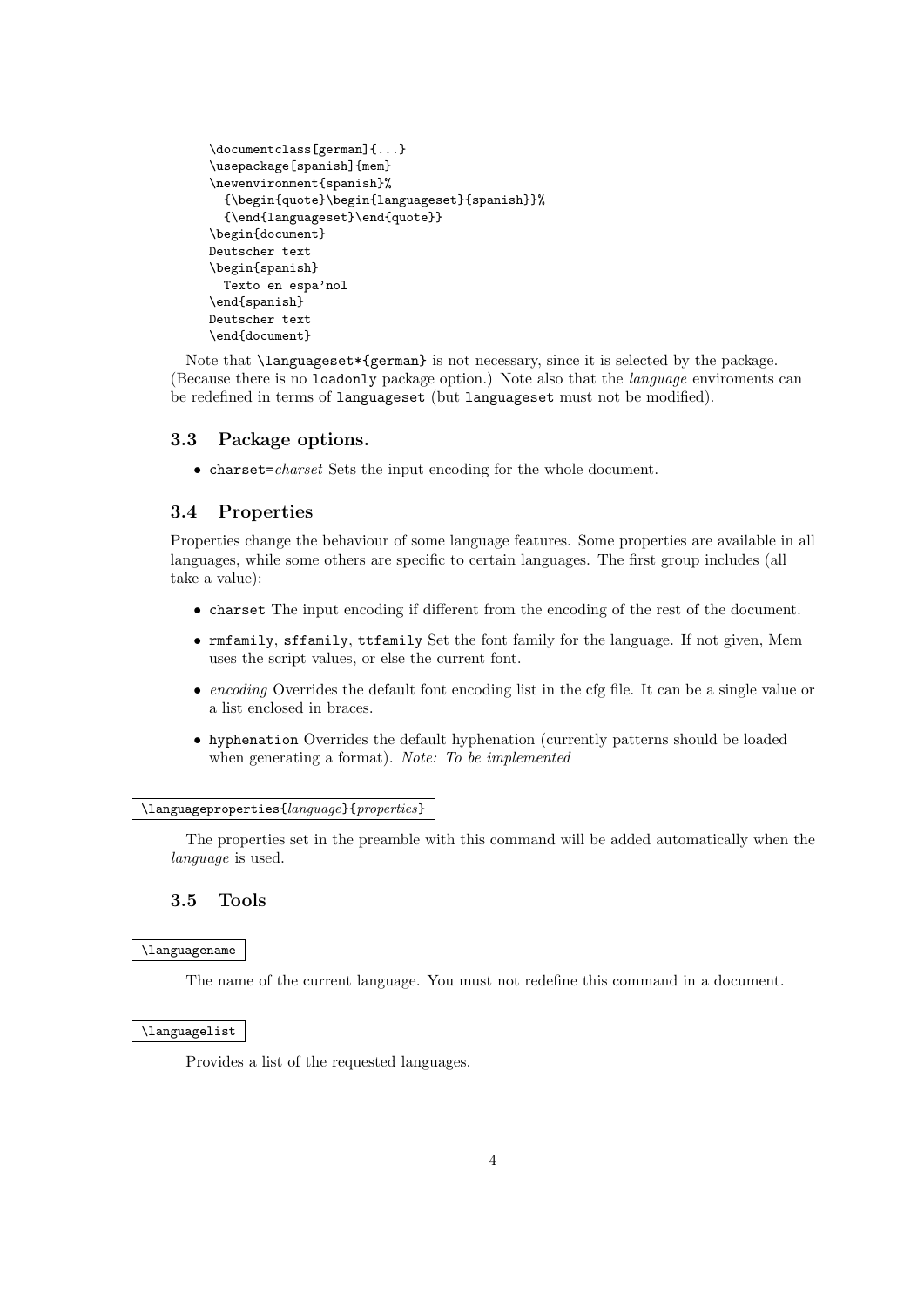```
\documentclass[german]{...}
\usepackage[spanish]{mem}
\newenvironment{spanish}%
  {\begin{quote}\begin{languageset}{spanish}}%
  {\end{languageset}\end{quote}}
\begin{document}
Deutscher text
\begin{spanish}
  Texto en espa'nol
\end{spanish}
Deutscher text
\end{document}
```

Note that `\languageset*{german}` is not necessary, since it is selected by the package. (Because there is no `loadonly` package option.) Note also that the *language* enviroments can be redefined in terms of `languageset` (but `languageset` must not be modified).

### 3.3 Package options.

- `charset=`*charset* Sets the input encoding for the whole document.

### 3.4 Properties

Properties change the behaviour of some language features. Some properties are available in all languages, while some others are specific to certain languages. The first group includes (all take a value):

- `charset` The input encoding if different from the encoding of the rest of the document.
- `rmfamily`, `sffamily`, `ttfamily` Set the font family for the language. If not given, Mem uses the script values, or else the current font.
- *encoding* Overrides the default font encoding list in the cfg file. It can be a single value or a list enclosed in braces.
- `hyphenation` Overrides the default hyphenation (currently patterns should be loaded when generating a format). *Note: To be implemented*

`\languageproperties{`*language*`}{`*properties*`}`

The properties set in the preamble with this command will be added automatically when the *language* is used.

### 3.5 Tools

`\languagename`

The name of the current language. You must not redefine this command in a document.

`\languagelist`

Provides a list of the requested languages.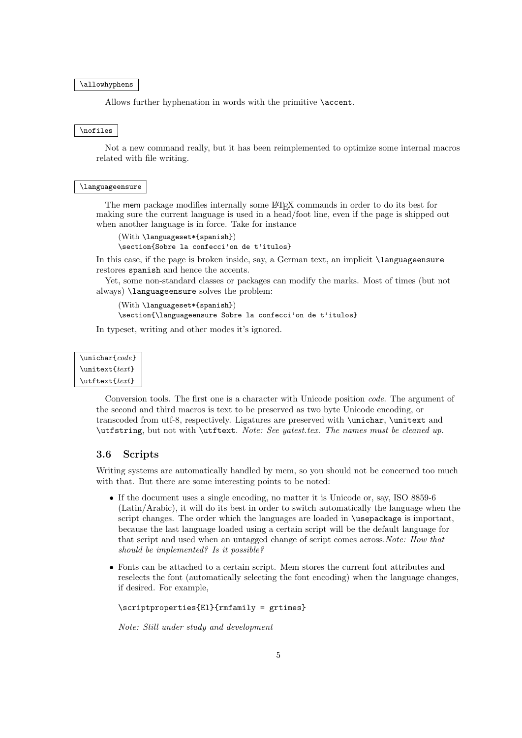`\allowhyphens`

Allows further hyphenation in words with the primitive `\accent`.

`\nofiles`

Not a new command really, but it has been reimplemented to optimize some internal macros related with file writing.

`\languageensure`

The mem package modifies internally some LaTeX commands in order to do its best for making sure the current language is used in a head/foot line, even if the page is shipped out when another language is in force. Take for instance

```
(With \languageset*{spanish})
\section{Sobre la confecci'on de t'itulos}
```

In this case, if the page is broken inside, say, a German text, an implicit `\languageensure` restores `spanish` and hence the accents.

Yet, some non-standard classes or packages can modify the marks. Most of times (but not always) `\languageensure` solves the problem:

```
(With \languageset*{spanish})
\section{\languageensure Sobre la confecci'on de t'itulos}
```

In typeset, writing and other modes it's ignored.

`\unichar{`*code*`}`
`\unitext{`*text*`}`
`\utftext{`*text*`}`

Conversion tools. The first one is a character with Unicode position *code*. The argument of the second and third macros is text to be preserved as two byte Unicode encoding, or transcoded from utf-8, respectively. Ligatures are preserved with `\unichar`, `\unitext` and `\utfstring`, but not with `\utftext`. *Note: See yatest.tex. The names must be cleaned up.*

### 3.6 Scripts

Writing systems are automatically handled by mem, so you should not be concerned too much with that. But there are some interesting points to be noted:

- If the document uses a single encoding, no matter it is Unicode or, say, ISO 8859-6 (Latin/Arabic), it will do its best in order to switch automatically the language when the script changes. The order which the languages are loaded in `\usepackage` is important, because the last language loaded using a certain script will be the default language for that script and used when an untagged change of script comes across.*Note: How that should be implemented? Is it possible?*

- Fonts can be attached to a certain script. Mem stores the current font attributes and reselects the font (automatically selecting the font encoding) when the language changes, if desired. For example,

  ```
  \scriptproperties{El}{rmfamily = grtimes}
  ```

  *Note: Still under study and development*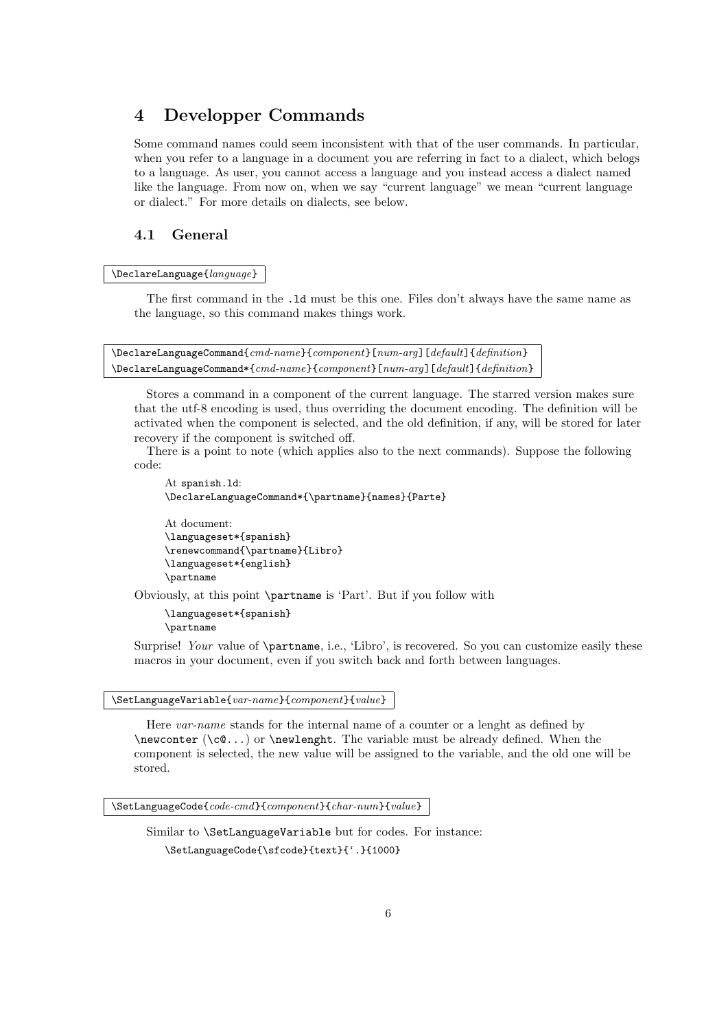# 4 Developper Commands

Some command names could seem inconsistent with that of the user commands. In particular, when you refer to a language in a document you are referring in fact to a dialect, which belogs to a language. As user, you cannot access a language and you instead access a dialect named like the language. From now on, when we say "current language" we mean "current language or dialect." For more details on dialects, see below.

## 4.1 General

`\DeclareLanguage{language}`

The first command in the `.ld` must be this one. Files don't always have the same name as the language, so this command makes things work.

`\DeclareLanguageCommand{cmd-name}{component}[num-arg][default]{definition}`
`\DeclareLanguageCommand*{cmd-name}{component}[num-arg][default]{definition}`

Stores a command in a component of the current language. The starred version makes sure that the utf-8 encoding is used, thus overriding the document encoding. The definition will be activated when the component is selected, and the old definition, if any, will be stored for later recovery if the component is switched off.

There is a point to note (which applies also to the next commands). Suppose the following code:

At `spanish.ld`:
```
\DeclareLanguageCommand*{\partname}{names}{Parte}
```

At document:
```
\languageset*{spanish}
\renewcommand{\partname}{Libro}
\languageset*{english}
\partname
```

Obviously, at this point `\partname` is 'Part'. But if you follow with

```
\languageset*{spanish}
\partname
```

Surprise! *Your* value of `\partname`, i.e., 'Libro', is recovered. So you can customize easily these macros in your document, even if you switch back and forth between languages.

`\SetLanguageVariable{var-name}{component}{value}`

Here *var-name* stands for the internal name of a counter or a lenght as defined by `\newconter` (`\c@...`) or `\newlenght`. The variable must be already defined. When the component is selected, the new value will be assigned to the variable, and the old one will be stored.

`\SetLanguageCode{code-cmd}{component}{char-num}{value}`

Similar to `\SetLanguageVariable` but for codes. For instance:

```
\SetLanguageCode{\sfcode}{text}{`.}{1000}
```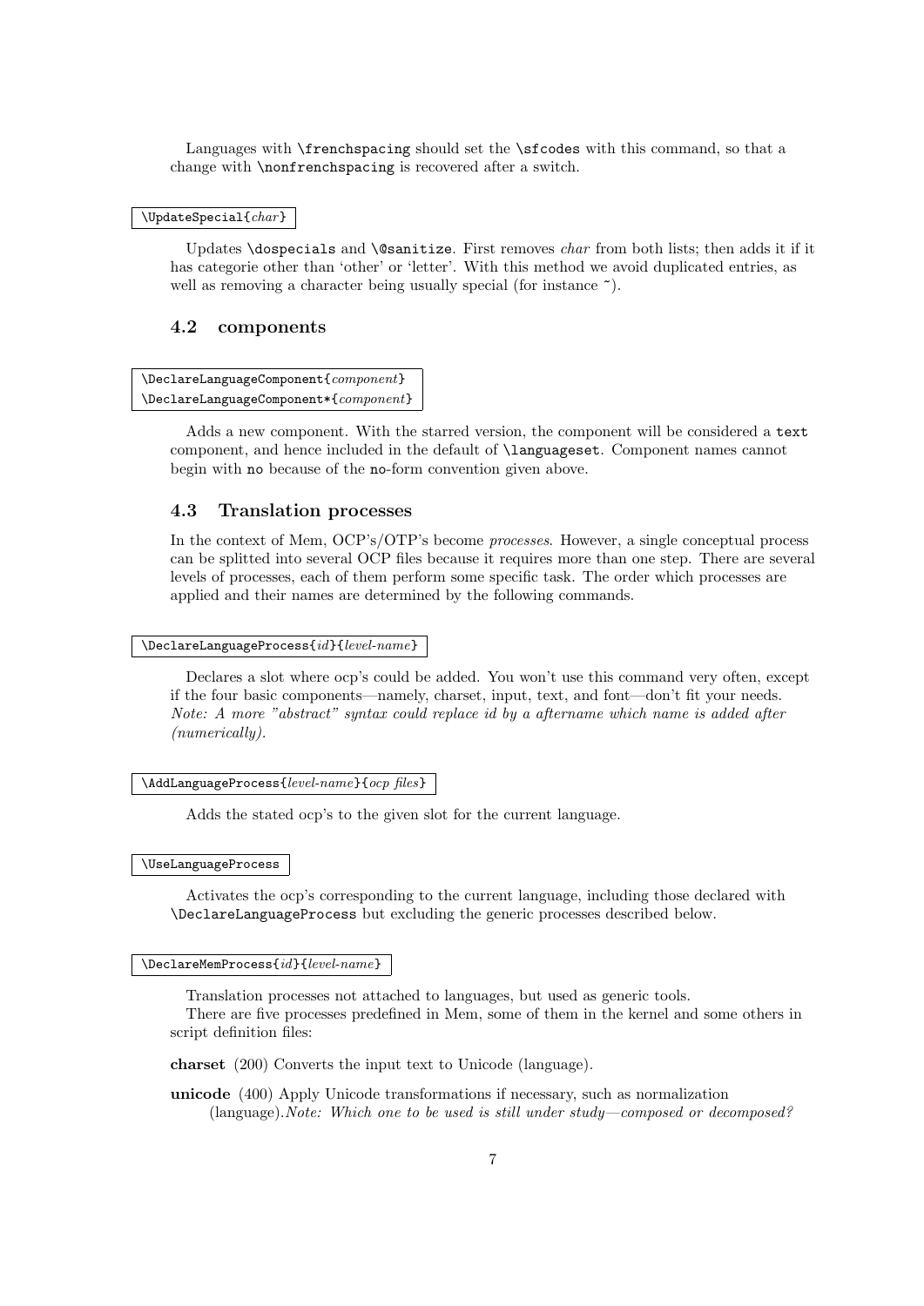Languages with `\frenchspacing` should set the `\sfcodes` with this command, so that a change with `\nonfrenchspacing` is recovered after a switch.

`\UpdateSpecial{`*char*`}`

Updates `\dospecials` and `\@sanitize`. First removes *char* from both lists; then adds it if it has categorie other than 'other' or 'letter'. With this method we avoid duplicated entries, as well as removing a character being usually special (for instance `~`).

## 4.2 components

`\DeclareLanguageComponent{`*component*`}`
`\DeclareLanguageComponent*{`*component*`}`

Adds a new component. With the starred version, the component will be considered a `text` component, and hence included in the default of `\languageset`. Component names cannot begin with `no` because of the `no`-form convention given above.

## 4.3 Translation processes

In the context of Mem, OCP's/OTP's become *processes*. However, a single conceptual process can be splitted into several OCP files because it requires more than one step. There are several levels of processes, each of them perform some specific task. The order which processes are applied and their names are determined by the following commands.

`\DeclareLanguageProcess{`*id*`}{`*level-name*`}`

Declares a slot where ocp's could be added. You won't use this command very often, except if the four basic components—namely, charset, input, text, and font—don't fit your needs. *Note: A more "abstract" syntax could replace id by a aftername which name is added after (numerically).*

`\AddLanguageProcess{`*level-name*`}{`*ocp files*`}`

Adds the stated ocp's to the given slot for the current language.

`\UseLanguageProcess`

Activates the ocp's corresponding to the current language, including those declared with `\DeclareLanguageProcess` but excluding the generic processes described below.

`\DeclareMemProcess{`*id*`}{`*level-name*`}`

Translation processes not attached to languages, but used as generic tools.

There are five processes predefined in Mem, some of them in the kernel and some others in script definition files:

**charset** (200) Converts the input text to Unicode (language).

**unicode** (400) Apply Unicode transformations if necessary, such as normalization (language).*Note: Which one to be used is still under study—composed or decomposed?*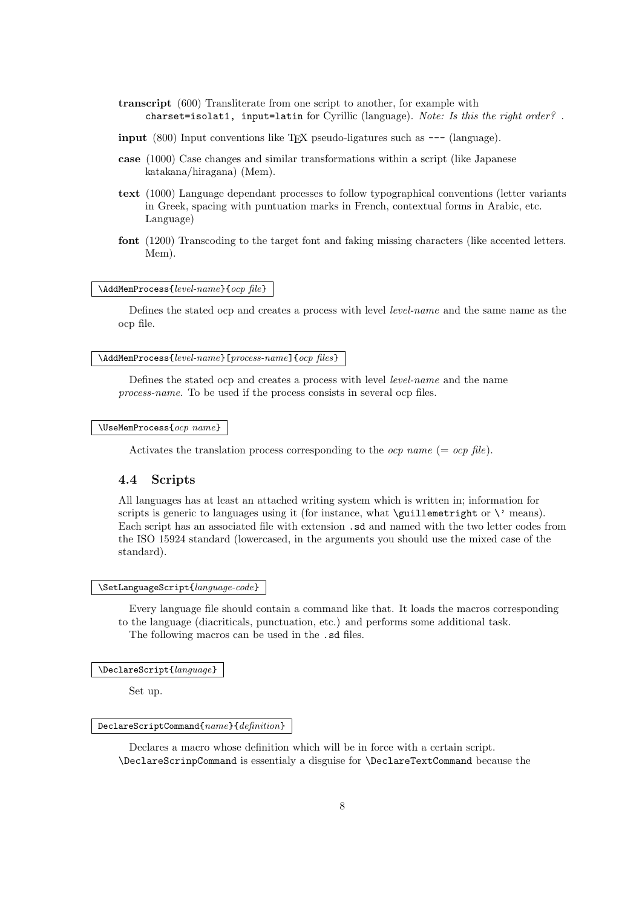**transcript** (600) Transliterate from one script to another, for example with `charset=isolat1, input=latin` for Cyrillic (language). *Note: Is this the right order?* .

**input** (800) Input conventions like TEX pseudo-ligatures such as `---` (language).

**case** (1000) Case changes and similar transformations within a script (like Japanese katakana/hiragana) (Mem).

**text** (1000) Language dependant processes to follow typographical conventions (letter variants in Greek, spacing with puntuation marks in French, contextual forms in Arabic, etc. Language)

**font** (1200) Transcoding to the target font and faking missing characters (like accented letters. Mem).

`\AddMemProcess{`*level-name*`}{`*ocp file*`}`

Defines the stated ocp and creates a process with level *level-name* and the same name as the ocp file.

`\AddMemProcess{`*level-name*`}[`*process-name*`]{`*ocp files*`}`

Defines the stated ocp and creates a process with level *level-name* and the name *process-name*. To be used if the process consists in several ocp files.

`\UseMemProcess{`*ocp name*`}`

Activates the translation process corresponding to the *ocp name* (= *ocp file*).

### 4.4 Scripts

All languages has at least an attached writing system which is written in; information for scripts is generic to languages using it (for instance, what `\guillemetright` or `\'` means). Each script has an associated file with extension `.sd` and named with the two letter codes from the ISO 15924 standard (lowercased, in the arguments you should use the mixed case of the standard).

`\SetLanguageScript{`*language-code*`}`

Every language file should contain a command like that. It loads the macros corresponding to the language (diacriticals, punctuation, etc.) and performs some additional task.

The following macros can be used in the `.sd` files.

`\DeclareScript{`*language*`}`

Set up.

`DeclareScriptCommand{`*name*`}{`*definition*`}`

Declares a macro whose definition which will be in force with a certain script. `\DeclareScrinpCommand` is essentialy a disguise for `\DeclareTextCommand` because the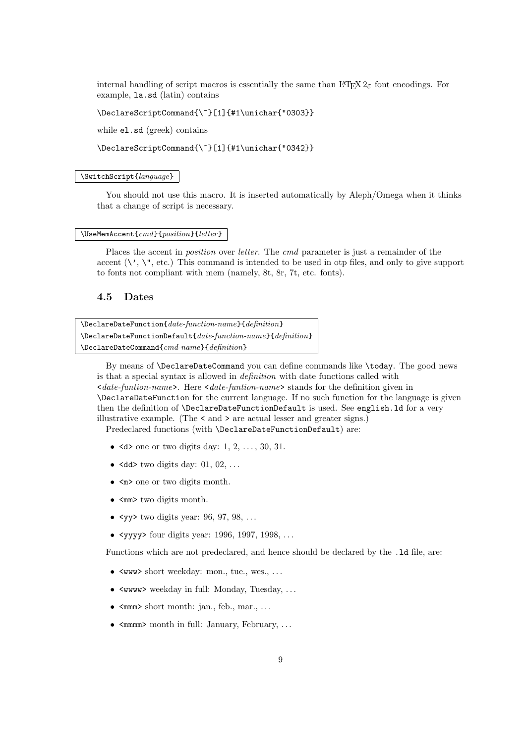internal handling of script macros is essentially the same than LaTeX 2ε font encodings. For example, `la.sd` (latin) contains

```
\DeclareScriptCommand{\~}[1]{#1\unichar{"0303}}
```

while `el.sd` (greek) contains

```
\DeclareScriptCommand{\~}[1]{#1\unichar{"0342}}
```

`\SwitchScript{`*language*`}`

You should not use this macro. It is inserted automatically by Aleph/Omega when it thinks that a change of script is necessary.

`\UseMemAccent{`*cmd*`}{`*position*`}{`*letter*`}`

Places the accent in *position* over *letter*. The *cmd* parameter is just a remainder of the accent (`\'`, `\"`, etc.) This command is intended to be used in otp files, and only to give support to fonts not compliant with mem (namely, 8t, 8r, 7t, etc. fonts).

### 4.5 Dates

`\DeclareDateFunction{`*date-function-name*`}{`*definition*`}`
`\DeclareDateFunctionDefault{`*date-function-name*`}{`*definition*`}`
`\DeclareDateCommand{`*cmd-name*`}{`*definition*`}`

By means of `\DeclareDateCommand` you can define commands like `\today`. The good news is that a special syntax is allowed in *definition* with date functions called with `<`*date-funtion-name*`>`. Here `<`*date-funtion-name*`>` stands for the definition given in `\DeclareDateFunction` for the current language. If no such function for the language is given then the definition of `\DeclareDateFunctionDefault` is used. See `english.ld` for a very illustrative example. (The `<` and `>` are actual lesser and greater signs.)

Predeclared functions (with `\DeclareDateFunctionDefault`) are:

- `<d>` one or two digits day: 1, 2, ..., 30, 31.
- `<dd>` two digits day: 01, 02, ...
- `<m>` one or two digits month.
- `<mm>` two digits month.
- `<yy>` two digits year: 96, 97, 98, ...
- `<yyyy>` four digits year: 1996, 1997, 1998, ...

Functions which are not predeclared, and hence should be declared by the `.ld` file, are:

- `<www>` short weekday: mon., tue., wes., ...
- `<wwww>` weekday in full: Monday, Tuesday, ...
- `<mmm>` short month: jan., feb., mar., ...
- `<mmmm>` month in full: January, February, ...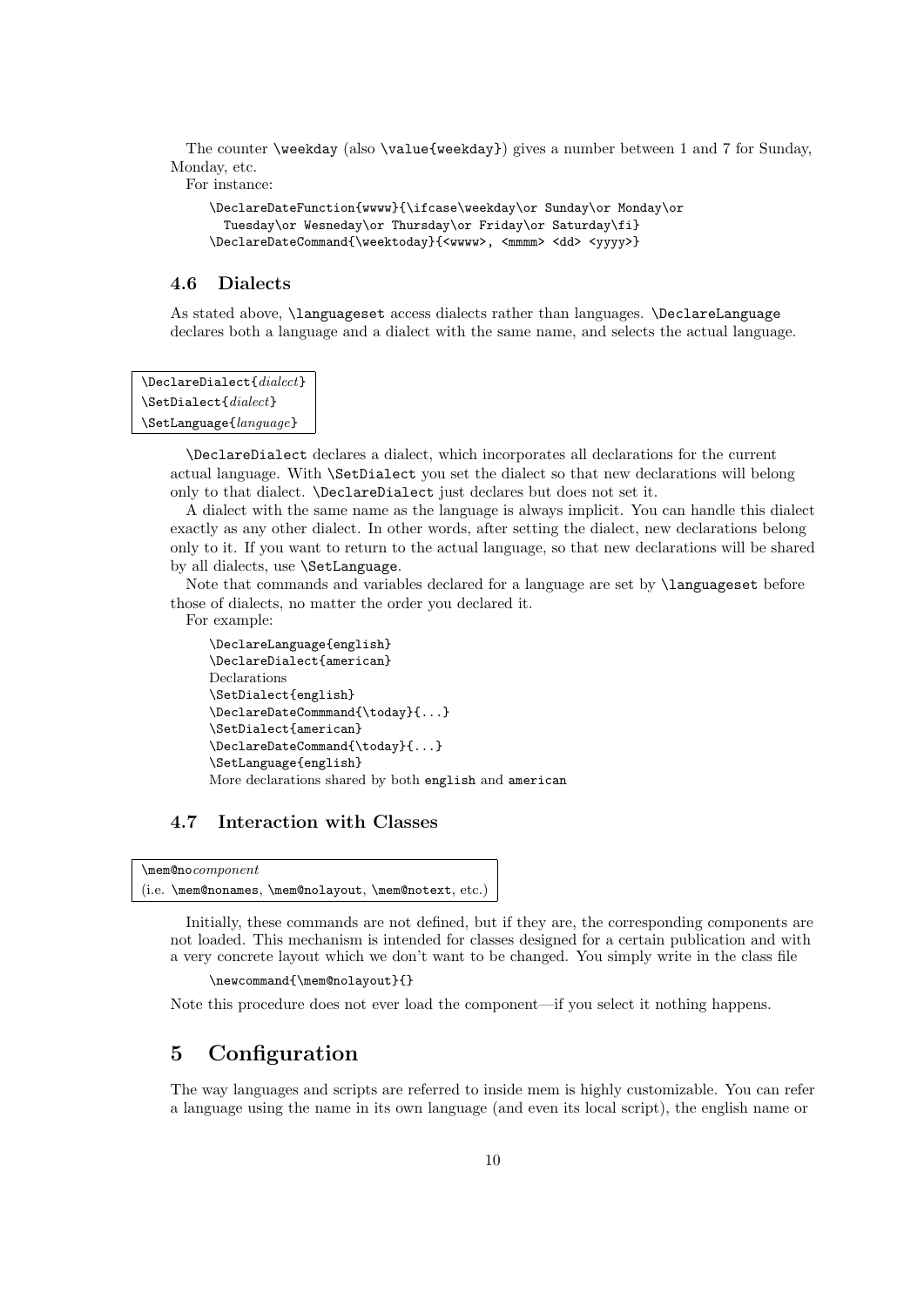The counter `\weekday` (also `\value{weekday}`) gives a number between 1 and 7 for Sunday, Monday, etc.

For instance:

```
\DeclareDateFunction{wwww}{\ifcase\weekday\or Sunday\or Monday\or
  Tuesday\or Wesneday\or Thursday\or Friday\or Saturday\fi}
\DeclareDateCommand{\weektoday}{<wwww>, <mmmm> <dd> <yyyy>}
```

### 4.6 Dialects

As stated above, `\languageset` access dialects rather than languages. `\DeclareLanguage` declares both a language and a dialect with the same name, and selects the actual language.

```
\DeclareDialect{dialect}
\SetDialect{dialect}
\SetLanguage{language}
```

`\DeclareDialect` declares a dialect, which incorporates all declarations for the current actual language. With `\SetDialect` you set the dialect so that new declarations will belong only to that dialect. `\DeclareDialect` just declares but does not set it.

A dialect with the same name as the language is always implicit. You can handle this dialect exactly as any other dialect. In other words, after setting the dialect, new declarations belong only to it. If you want to return to the actual language, so that new declarations will be shared by all dialects, use `\SetLanguage`.

Note that commands and variables declared for a language are set by `\languageset` before those of dialects, no matter the order you declared it.

For example:

```
\DeclareLanguage{english}
\DeclareDialect{american}
Declarations
\SetDialect{english}
\DeclareDateCommmand{\today}{...}
\SetDialect{american}
\DeclareDateCommand{\today}{...}
\SetLanguage{english}
More declarations shared by both english and american
```

### 4.7 Interaction with Classes

```
\mem@nocomponent
(i.e. \mem@nonames, \mem@nolayout, \mem@notext, etc.)
```

Initially, these commands are not defined, but if they are, the corresponding components are not loaded. This mechanism is intended for classes designed for a certain publication and with a very concrete layout which we don't want to be changed. You simply write in the class file

```
\newcommand{\mem@nolayout}{}
```

Note this procedure does not ever load the component—if you select it nothing happens.

## 5 Configuration

The way languages and scripts are referred to inside mem is highly customizable. You can refer a language using the name in its own language (and even its local script), the english name or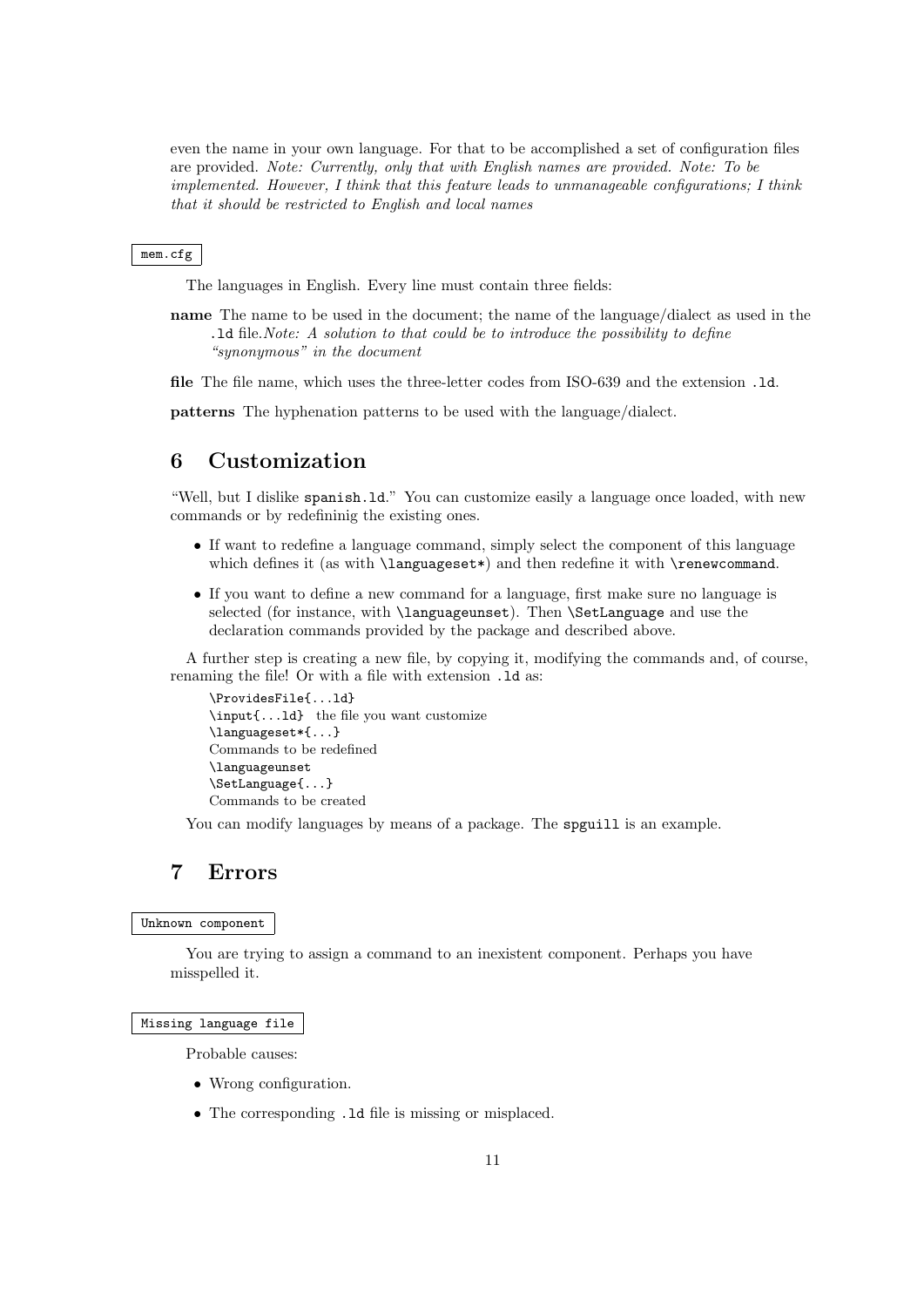even the name in your own language. For that to be accomplished a set of configuration files are provided. *Note: Currently, only that with English names are provided. Note: To be implemented. However, I think that this feature leads to unmanageable configurations; I think that it should be restricted to English and local names*

`mem.cfg`

The languages in English. Every line must contain three fields:

**name** The name to be used in the document; the name of the language/dialect as used in the `.ld` file.*Note: A solution to that could be to introduce the possibility to define "synonymous" in the document*

**file** The file name, which uses the three-letter codes from ISO-639 and the extension `.ld`.

**patterns** The hyphenation patterns to be used with the language/dialect.

## 6 Customization

"Well, but I dislike `spanish.ld`." You can customize easily a language once loaded, with new commands or by redefininig the existing ones.

- If want to redefine a language command, simply select the component of this language which defines it (as with `\languageset*`) and then redefine it with `\renewcommand`.
- If you want to define a new command for a language, first make sure no language is selected (for instance, with `\languageunset`). Then `\SetLanguage` and use the declaration commands provided by the package and described above.

A further step is creating a new file, by copying it, modifying the commands and, of course, renaming the file! Or with a file with extension `.ld` as:

```
\ProvidesFile{...ld}
\input{...ld}  the file you want customize
\languageset*{...}
Commands to be redefined
\languageunset
\SetLanguage{...}
Commands to be created
```

You can modify languages by means of a package. The `spguill` is an example.

## 7 Errors

`Unknown component`

You are trying to assign a command to an inexistent component. Perhaps you have misspelled it.

`Missing language file`

Probable causes:

- Wrong configuration.
- The corresponding `.ld` file is missing or misplaced.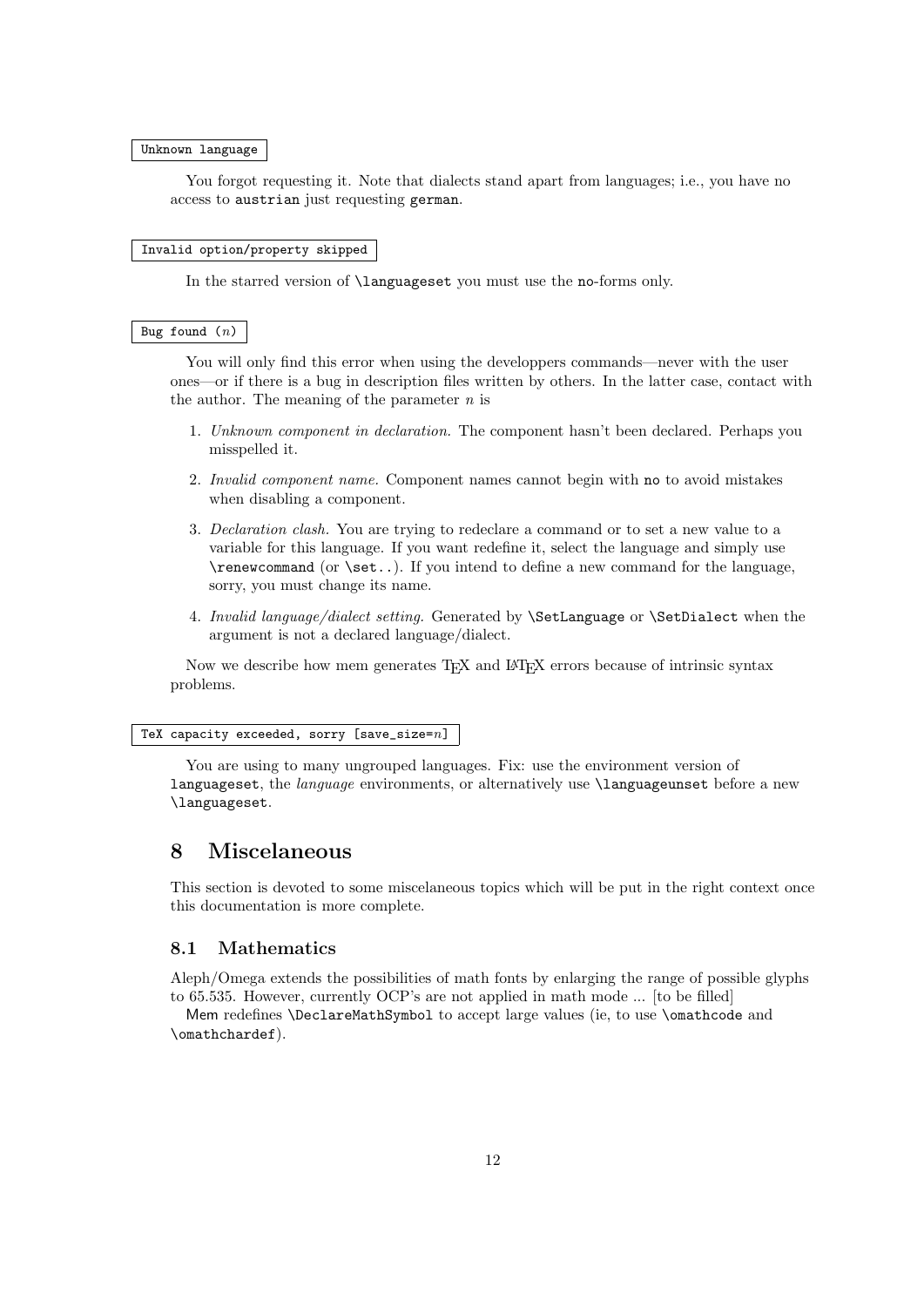`Unknown language`

You forgot requesting it. Note that dialects stand apart from languages; i.e., you have no access to `austrian` just requesting `german`.

`Invalid option/property skipped`

In the starred version of `\languageset` you must use the `no`-forms only.

`Bug found (n)`

You will only find this error when using the developpers commands—never with the user ones—or if there is a bug in description files written by others. In the latter case, contact with the author. The meaning of the parameter *n* is

1. *Unknown component in declaration.* The component hasn't been declared. Perhaps you misspelled it.
2. *Invalid component name.* Component names cannot begin with `no` to avoid mistakes when disabling a component.
3. *Declaration clash.* You are trying to redeclare a command or to set a new value to a variable for this language. If you want redefine it, select the language and simply use `\renewcommand` (or `\set..`). If you intend to define a new command for the language, sorry, you must change its name.
4. *Invalid language/dialect setting.* Generated by `\SetLanguage` or `\SetDialect` when the argument is not a declared language/dialect.

Now we describe how mem generates TEX and LATEX errors because of intrinsic syntax problems.

`TeX capacity exceeded, sorry [save_size=n]`

You are using to many ungrouped languages. Fix: use the environment version of `languageset`, the *language* environments, or alternatively use `\languageunset` before a new `\languageset`.

# 8 Miscelaneous

This section is devoted to some miscelaneous topics which will be put in the right context once this documentation is more complete.

## 8.1 Mathematics

Aleph/Omega extends the possibilities of math fonts by enlarging the range of possible glyphs to 65.535. However, currently OCP's are not applied in math mode ... [to be filled]

Mem redefines `\DeclareMathSymbol` to accept large values (ie, to use `\omathcode` and `\omathchardef`).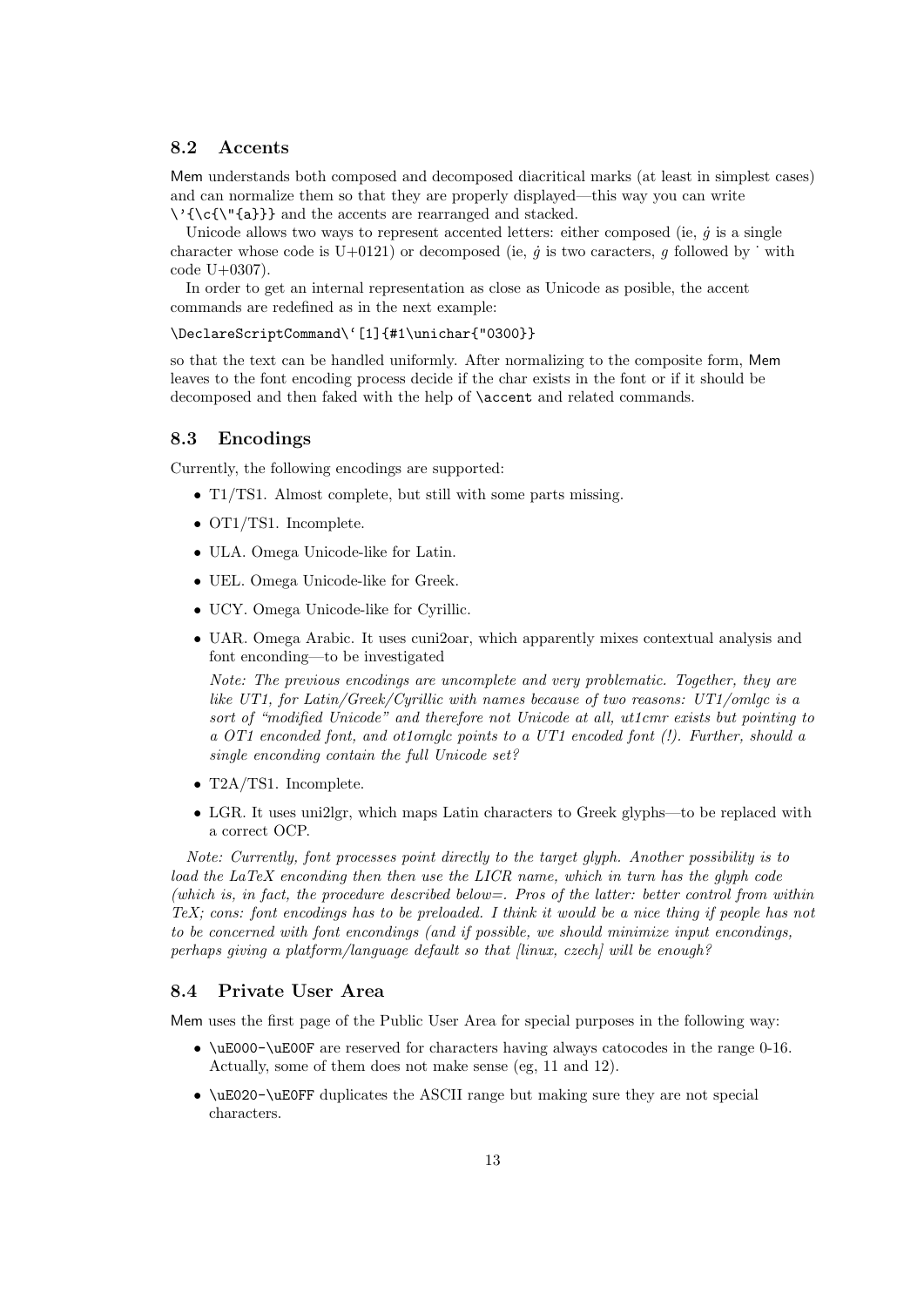## 8.2 Accents

Mem understands both composed and decomposed diacritical marks (at least in simplest cases) and can normalize them so that they are properly displayed—this way you can write `\'{\c{\"{a}}}` and the accents are rearranged and stacked.

Unicode allows two ways to represent accented letters: either composed (ie, *ġ* is a single character whose code is U+0121) or decomposed (ie, *ġ* is two caracters, *g* followed by ˙ with code U+0307).

In order to get an internal representation as close as Unicode as posible, the accent commands are redefined as in the next example:

```
\DeclareScriptCommand\`[1]{#1\unichar{"0300}}
```

so that the text can be handled uniformly. After normalizing to the composite form, Mem leaves to the font encoding process decide if the char exists in the font or if it should be decomposed and then faked with the help of `\accent` and related commands.

## 8.3 Encodings

Currently, the following encodings are supported:

- T1/TS1. Almost complete, but still with some parts missing.
- OT1/TS1. Incomplete.
- ULA. Omega Unicode-like for Latin.
- UEL. Omega Unicode-like for Greek.
- UCY. Omega Unicode-like for Cyrillic.
- UAR. Omega Arabic. It uses cuni2oar, which apparently mixes contextual analysis and font enconding—to be investigated

  *Note: The previous encodings are uncomplete and very problematic. Together, they are like UT1, for Latin/Greek/Cyrillic with names because of two reasons: UT1/omlgc is a sort of "modified Unicode" and therefore not Unicode at all, ut1cmr exists but pointing to a OT1 enconded font, and ot1omglc points to a UT1 encoded font (!). Further, should a single encoding contain the full Unicode set?*

- T2A/TS1. Incomplete.
- LGR. It uses uni2lgr, which maps Latin characters to Greek glyphs—to be replaced with a correct OCP.

*Note: Currently, font processes point directly to the target glyph. Another possibility is to load the LaTeX enconding then then use the LICR name, which in turn has the glyph code (which is, in fact, the procedure described below=. Pros of the latter: better control from within TeX; cons: font encodings has to be preloaded. I think it would be a nice thing if people has not to be concerned with font encodings (and if possible, we should minimize input encodings, perhaps giving a platform/language default so that [linux, czech] will be enough?*

## 8.4 Private User Area

Mem uses the first page of the Public User Area for special purposes in the following way:

- `\uE000-\uE00F` are reserved for characters having always catocodes in the range 0-16. Actually, some of them does not make sense (eg, 11 and 12).
- `\uE020-\uE0FF` duplicates the ASCII range but making sure they are not special characters.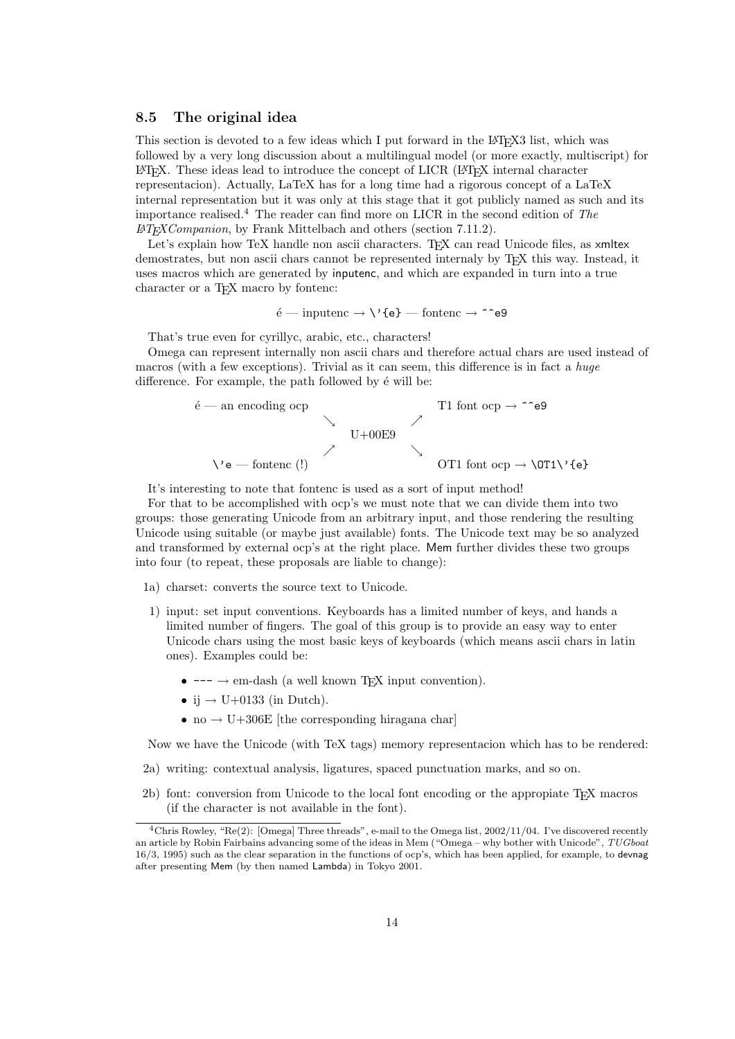### 8.5 The original idea

This section is devoted to a few ideas which I put forward in the LaTeX3 list, which was followed by a very long discussion about a multilingual model (or more exactly, multiscript) for LaTeX. These ideas lead to introduce the concept of LICR (LaTeX internal character representacion). Actually, LaTeX has for a long time had a rigorous concept of a LaTeX internal representation but it was only at this stage that it got publicly named as such and its importance realised.[4] The reader can find more on LICR in the second edition of *The LaTeXCompanion*, by Frank Mittelbach and others (section 7.11.2).

Let's explain how TeX handle non ascii characters. TeX can read Unicode files, as xmltex demostrates, but non ascii chars cannot be represented internaly by TeX this way. Instead, it uses macros which are generated by inputenc, and which are expanded in turn into a true character or a TeX macro by fontenc:

é — inputenc → `\'{e}` — fontenc → `^^e9`

That's true even for cyrillyc, arabic, etc., characters!

Omega can represent internally non ascii chars and therefore actual chars are used instead of macros (with a few exceptions). Trivial as it can seem, this difference is in fact a *huge* difference. For example, the path followed by é will be:

```
é — an encoding ocp                    T1 font ocp → ^^e9
                    ↘              ↗
                        U+00E9
                    ↗              ↘
\'e — fontenc (!)                      OT1 font ocp → \OT1\'{e}
```

It's interesting to note that fontenc is used as a sort of input method!

For that to be accomplished with ocp's we must note that we can divide them into two groups: those generating Unicode from an arbitrary input, and those rendering the resulting Unicode using suitable (or maybe just available) fonts. The Unicode text may be so analyzed and transformed by external ocp's at the right place. Mem further divides these two groups into four (to repeat, these proposals are liable to change):

1a) charset: converts the source text to Unicode.

1) input: set input conventions. Keyboards has a limited number of keys, and hands a limited number of fingers. The goal of this group is to provide an easy way to enter Unicode chars using the most basic keys of keyboards (which means ascii chars in latin ones). Examples could be:

   - `---` → em-dash (a well known TeX input convention).
   - ij → U+0133 (in Dutch).
   - no → U+306E [the corresponding hiragana char]

Now we have the Unicode (with TeX tags) memory representacion which has to be rendered:

2a) writing: contextual analysis, ligatures, spaced punctuation marks, and so on.

2b) font: conversion from Unicode to the local font encoding or the appropiate TeX macros (if the character is not available in the font).

[4] Chris Rowley, "Re(2): [Omega] Three threads", e-mail to the Omega list, 2002/11/04. I've discovered recently an article by Robin Fairbains advancing some of the ideas in Mem ("Omega – why bother with Unicode", *TUGboat* 16/3, 1995) such as the clear separation in the functions of ocp's, which has been applied, for example, to devnag after presenting Mem (by then named Lambda) in Tokyo 2001.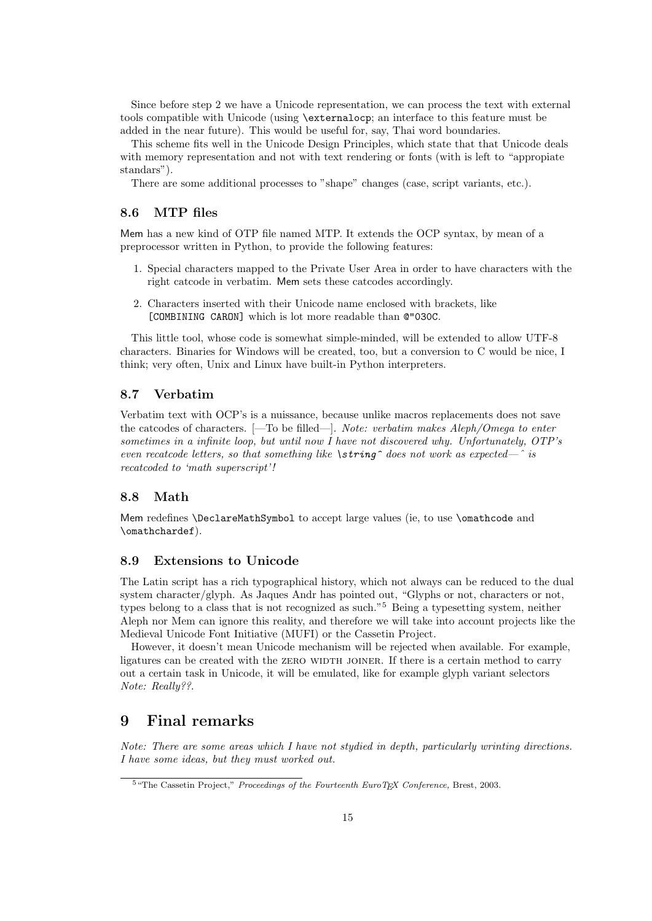Since before step 2 we have a Unicode representation, we can process the text with external tools compatible with Unicode (using `\externalocp`; an interface to this feature must be added in the near future). This would be useful for, say, Thai word boundaries.

This scheme fits well in the Unicode Design Principles, which state that that Unicode deals with memory representation and not with text rendering or fonts (with is left to "appropiate standars").

There are some additional processes to "shape" changes (case, script variants, etc.).

### 8.6 MTP files

Mem has a new kind of OTP file named MTP. It extends the OCP syntax, by mean of a preprocessor written in Python, to provide the following features:

1. Special characters mapped to the Private User Area in order to have characters with the right catcode in verbatim. Mem sets these catcodes accordingly.
2. Characters inserted with their Unicode name enclosed with brackets, like `[COMBINING CARON]` which is lot more readable than `@"030C`.

This little tool, whose code is somewhat simple-minded, will be extended to allow UTF-8 characters. Binaries for Windows will be created, too, but a conversion to C would be nice, I think; very often, Unix and Linux have built-in Python interpreters.

### 8.7 Verbatim

Verbatim text with OCP's is a nuissance, because unlike macros replacements does not save the catcodes of characters. [—To be filled—]. *Note: verbatim makes Aleph/Omega to enter sometimes in a infinite loop, but until now I have not discovered why. Unfortunately, OTP's even recatcode letters, so that something like `\string^` does not work as expected—`^` is recatcoded to 'math superscript'!*

### 8.8 Math

Mem redefines `\DeclareMathSymbol` to accept large values (ie, to use `\omathcode` and `\omathchardef`).

### 8.9 Extensions to Unicode

The Latin script has a rich typographical history, which not always can be reduced to the dual system character/glyph. As Jaques Andr has pointed out, "Glyphs or not, characters or not, types belong to a class that is not recognized as such."[5] Being a typesetting system, neither Aleph nor Mem can ignore this reality, and therefore we will take into account projects like the Medieval Unicode Font Initiative (MUFI) or the Cassetin Project.

However, it doesn't mean Unicode mechanism will be rejected when available. For example, ligatures can be created with the ZERO WIDTH JOINER. If there is a certain method to carry out a certain task in Unicode, it will be emulated, like for example glyph variant selectors *Note: Really??*.

## 9 Final remarks

*Note: There are some areas which I have not stydied in depth, particularly wrinting directions. I have some ideas, but they must worked out.*

---

[5] "The Cassetin Project," *Proceedings of the Fourteenth EuroTEX Conference,* Brest, 2003.